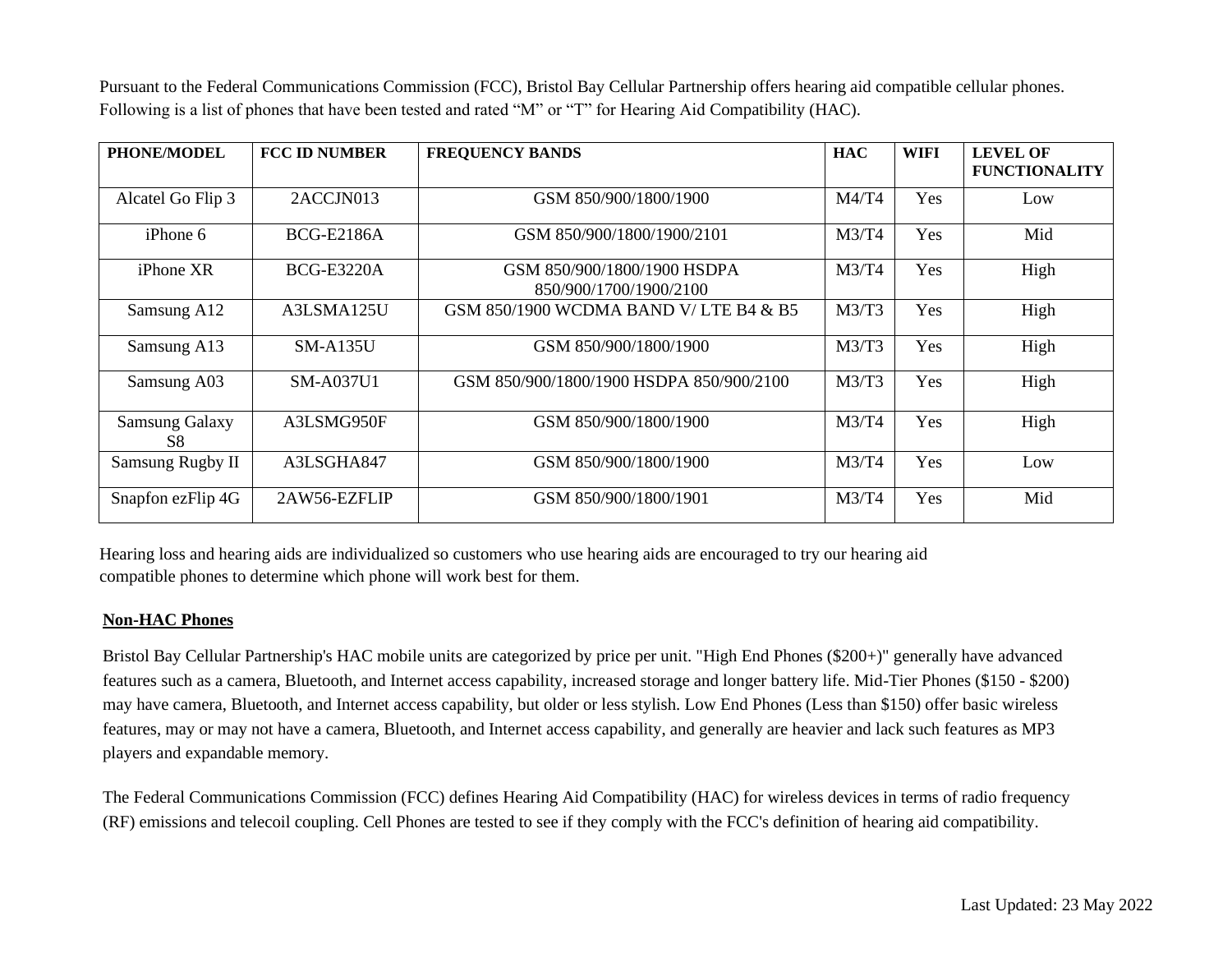Pursuant to the Federal Communications Commission (FCC), Bristol Bay Cellular Partnership offers hearing aid compatible cellular phones. Following is a list of phones that have been tested and rated "M" or "T" for Hearing Aid Compatibility (HAC).

| PHONE/MODEL | FCC ID NUMBER | FREQUENCY BANDS | HAC | WIFI | LEVEL OF FUNCTIONALITY |
|---|---|---|---|---|---|
| Alcatel Go Flip 3 | 2ACCJN013 | GSM 850/900/1800/1900 | M4/T4 | Yes | Low |
| iPhone 6 | BCG-E2186A | GSM 850/900/1800/1900/2101 | M3/T4 | Yes | Mid |
| iPhone XR | BCG-E3220A | GSM 850/900/1800/1900 HSDPA 850/900/1700/1900/2100 | M3/T4 | Yes | High |
| Samsung A12 | A3LSMA125U | GSM 850/1900 WCDMA BAND V/ LTE B4 & B5 | M3/T3 | Yes | High |
| Samsung A13 | SM-A135U | GSM 850/900/1800/1900 | M3/T3 | Yes | High |
| Samsung A03 | SM-A037U1 | GSM 850/900/1800/1900 HSDPA 850/900/2100 | M3/T3 | Yes | High |
| Samsung Galaxy S8 | A3LSMG950F | GSM 850/900/1800/1900 | M3/T4 | Yes | High |
| Samsung Rugby II | A3LSGHA847 | GSM 850/900/1800/1900 | M3/T4 | Yes | Low |
| Snapfon ezFlip 4G | 2AW56-EZFLIP | GSM 850/900/1800/1901 | M3/T4 | Yes | Mid |

Hearing loss and hearing aids are individualized so customers who use hearing aids are encouraged to try our hearing aid compatible phones to determine which phone will work best for them.

**Non-HAC Phones**

Bristol Bay Cellular Partnership's HAC mobile units are categorized by price per unit. "High End Phones ($200+)" generally have advanced features such as a camera, Bluetooth, and Internet access capability, increased storage and longer battery life. Mid-Tier Phones ($150 - $200) may have camera, Bluetooth, and Internet access capability, but older or less stylish. Low End Phones (Less than $150) offer basic wireless features, may or may not have a camera, Bluetooth, and Internet access capability, and generally are heavier and lack such features as MP3 players and expandable memory.

The Federal Communications Commission (FCC) defines Hearing Aid Compatibility (HAC) for wireless devices in terms of radio frequency (RF) emissions and telecoil coupling. Cell Phones are tested to see if they comply with the FCC's definition of hearing aid compatibility.

Last Updated: 23 May 2022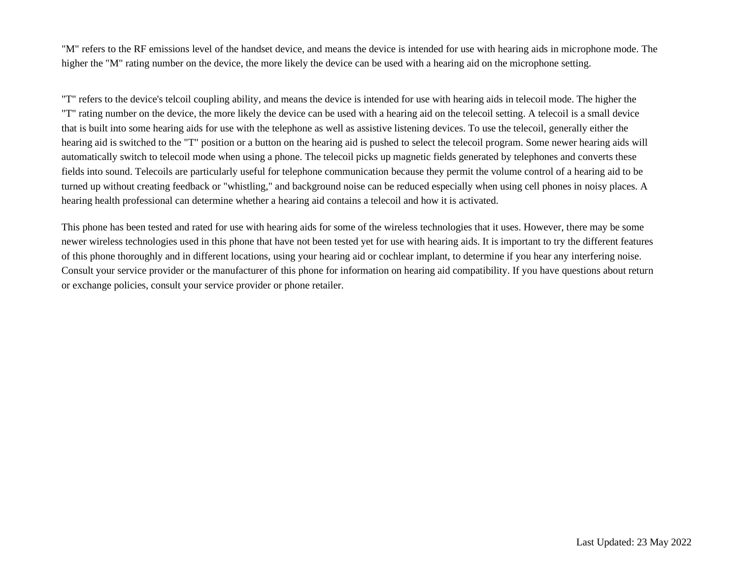"M" refers to the RF emissions level of the handset device, and means the device is intended for use with hearing aids in microphone mode. The higher the "M" rating number on the device, the more likely the device can be used with a hearing aid on the microphone setting.

"T" refers to the device's telcoil coupling ability, and means the device is intended for use with hearing aids in telecoil mode. The higher the "T" rating number on the device, the more likely the device can be used with a hearing aid on the telecoil setting. A telecoil is a small device that is built into some hearing aids for use with the telephone as well as assistive listening devices. To use the telecoil, generally either the hearing aid is switched to the "T" position or a button on the hearing aid is pushed to select the telecoil program. Some newer hearing aids will automatically switch to telecoil mode when using a phone. The telecoil picks up magnetic fields generated by telephones and converts these fields into sound. Telecoils are particularly useful for telephone communication because they permit the volume control of a hearing aid to be turned up without creating feedback or "whistling," and background noise can be reduced especially when using cell phones in noisy places. A hearing health professional can determine whether a hearing aid contains a telecoil and how it is activated.

This phone has been tested and rated for use with hearing aids for some of the wireless technologies that it uses. However, there may be some newer wireless technologies used in this phone that have not been tested yet for use with hearing aids. It is important to try the different features of this phone thoroughly and in different locations, using your hearing aid or cochlear implant, to determine if you hear any interfering noise. Consult your service provider or the manufacturer of this phone for information on hearing aid compatibility. If you have questions about return or exchange policies, consult your service provider or phone retailer.

Last Updated: 23 May 2022